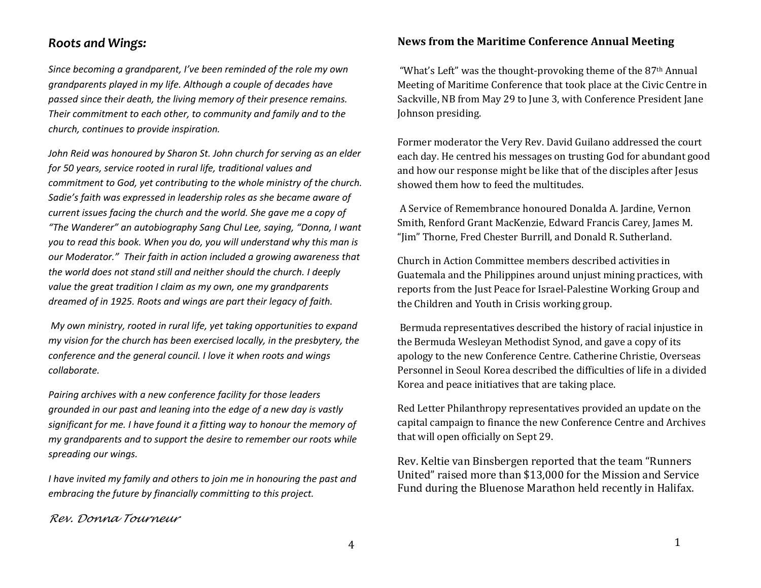## *Roots and Wings:*

*Since becoming a grandparent, I've been reminded of the role my own grandparents played in my life. Although a couple of decades have passed since their death, the living memory of their presence remains. Their commitment to each other, to community and family and to the church, continues to provide inspiration.*

*John Reid was honoured by Sharon St. John church for serving as an elder for 50 years, service rooted in rural life, traditional values and commitment to God, yet contributing to the whole ministry of the church. Sadie's faith was expressed in leadership roles as she became aware of current issues facing the church and the world. She gave me a copy of "The Wanderer" an autobiography Sang Chul Lee, saying, "Donna, I want you to read this book. When you do, you will understand why this man is our Moderator." Their faith in action included a growing awareness that the world does not stand still and neither should the church. I deeply value the great tradition I claim as my own, one my grandparents dreamed of in 1925. Roots and wings are part their legacy of faith.*

*My own ministry, rooted in rural life, yet taking opportunities to expand my vision for the church has been exercised locally, in the presbytery, the conference and the general council. I love it when roots and wings collaborate.*

*Pairing archives with a new conference facility for those leaders grounded in our past and leaning into the edge of a new day is vastly significant for me. I have found it a fitting way to honour the memory of my grandparents and to support the desire to remember our roots while spreading our wings.*

*I have invited my family and others to join me in honouring the past and embracing the future by financially committing to this project.*

*Rev. Donna Tourneur*

## **News from the Maritime Conference Annual Meeting**

"What's Left" was the thought-provoking theme of the 87th Annual Meeting of Maritime Conference that took place at the Civic Centre in Sackville, NB from May 29 to June 3, with Conference President Jane Johnson presiding.

Former moderator the Very Rev. David Guilano addressed the court each day. He centred his messages on trusting God for abundant good and how our response might be like that of the disciples after Jesus showed them how to feed the multitudes.

A Service of Remembrance honoured Donalda A. Jardine, Vernon Smith, Renford Grant MacKenzie, Edward Francis Carey, James M. "Jim" Thorne, Fred Chester Burrill, and Donald R. Sutherland.

Church in Action Committee members described activities in Guatemala and the Philippines around unjust mining practices, with reports from the Just Peace for Israel-Palestine Working Group and the Children and Youth in Crisis working group.

Bermuda representatives described the history of racial injustice in the Bermuda Wesleyan Methodist Synod, and gave a copy of its apology to the new Conference Centre. Catherine Christie, Overseas Personnel in Seoul Korea described the difficulties of life in a divided Korea and peace initiatives that are taking place.

Red Letter Philanthropy representatives provided an update on the capital campaign to finance the new Conference Centre and Archives that will open officially on Sept 29.

Rev. Keltie van Binsbergen reported that the team "Runners United" raised more than $13,000 for the Mission and Service Fund during the Bluenose Marathon held recently in Halifax.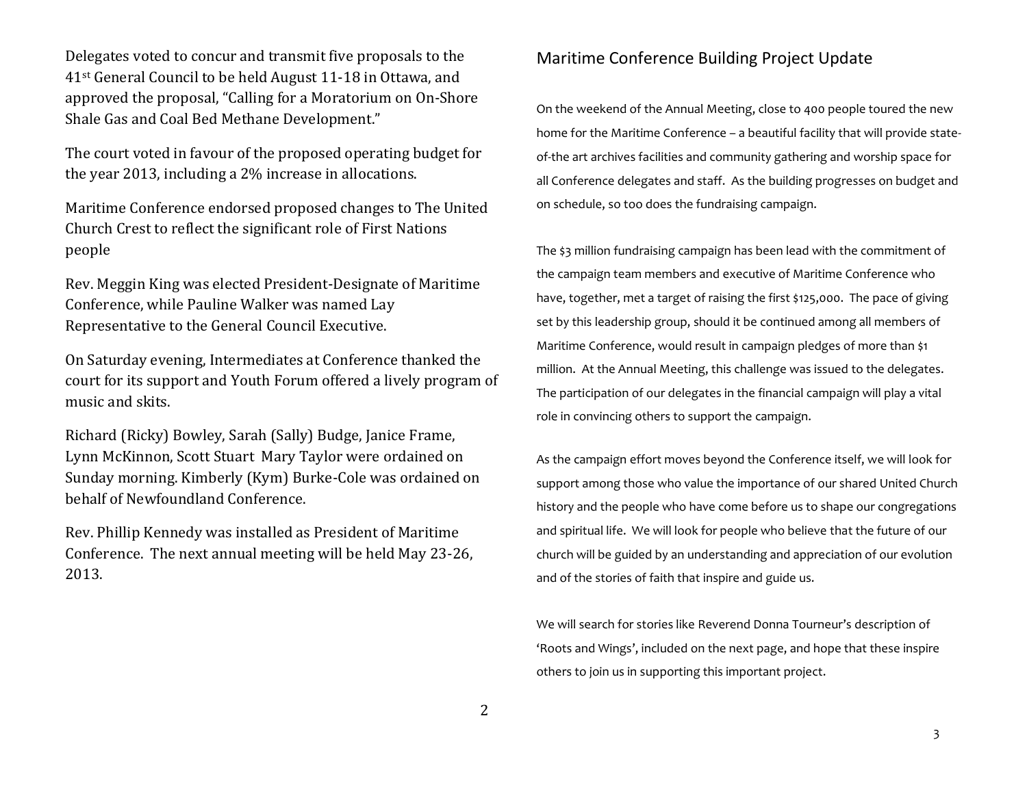Delegates voted to concur and transmit five proposals to the 41st General Council to be held August 11-18 in Ottawa, and approved the proposal, "Calling for a Moratorium on On-Shore Shale Gas and Coal Bed Methane Development."

The court voted in favour of the proposed operating budget for the year 2013, including a 2% increase in allocations.

Maritime Conference endorsed proposed changes to The United Church Crest to reflect the significant role of First Nations people

Rev. Meggin King was elected President-Designate of Maritime Conference, while Pauline Walker was named Lay Representative to the General Council Executive.

On Saturday evening, Intermediates at Conference thanked the court for its support and Youth Forum offered a lively program of music and skits.

Richard (Ricky) Bowley, Sarah (Sally) Budge, Janice Frame, Lynn McKinnon, Scott Stuart Mary Taylor were ordained on Sunday morning. Kimberly (Kym) Burke-Cole was ordained on behalf of Newfoundland Conference.

Rev. Phillip Kennedy was installed as President of Maritime Conference. The next annual meeting will be held May 23-26, 2013.

## Maritime Conference Building Project Update

On the weekend of the Annual Meeting, close to 400 people toured the new home for the Maritime Conference – a beautiful facility that will provide state-of-the art archives facilities and community gathering and worship space for all Conference delegates and staff. As the building progresses on budget and on schedule, so too does the fundraising campaign.

The $3 million fundraising campaign has been lead with the commitment of the campaign team members and executive of Maritime Conference who have, together, met a target of raising the first $125,000. The pace of giving set by this leadership group, should it be continued among all members of Maritime Conference, would result in campaign pledges of more than $1 million. At the Annual Meeting, this challenge was issued to the delegates. The participation of our delegates in the financial campaign will play a vital role in convincing others to support the campaign.

As the campaign effort moves beyond the Conference itself, we will look for support among those who value the importance of our shared United Church history and the people who have come before us to shape our congregations and spiritual life. We will look for people who believe that the future of our church will be guided by an understanding and appreciation of our evolution and of the stories of faith that inspire and guide us.

We will search for stories like Reverend Donna Tourneur's description of 'Roots and Wings', included on the next page, and hope that these inspire others to join us in supporting this important project.